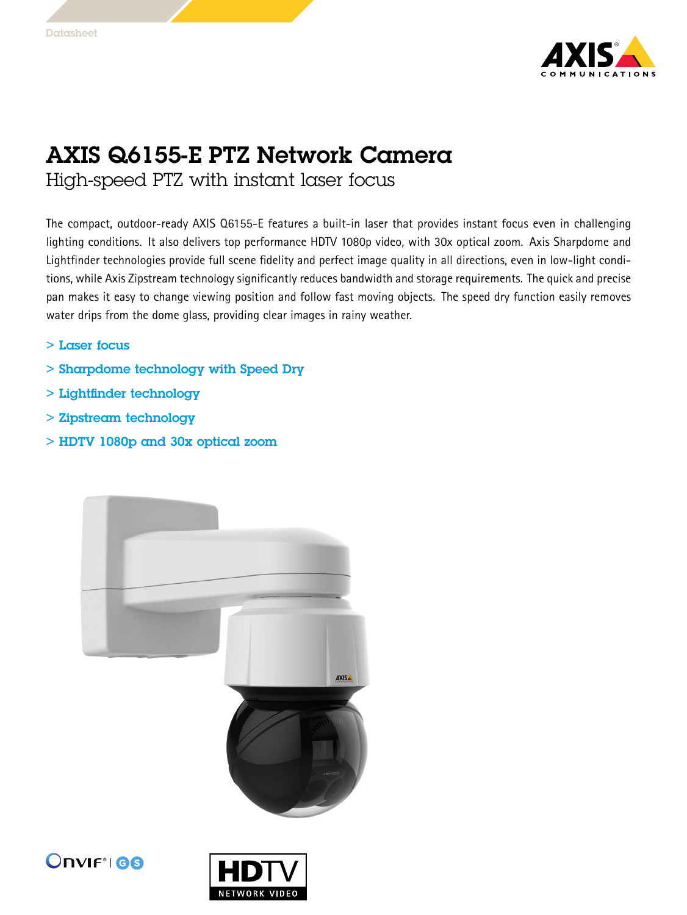Datasheet

# AXIS Q6155-E PTZ Network Camera

## High-speed PTZ with instant laser focus

The compact, outdoor-ready AXIS Q6155-E features a built-in laser that provides instant focus even in challenging lighting conditions. It also delivers top performance HDTV 1080p video, with 30x optical zoom. Axis Sharpdome and Lightfinder technologies provide full scene fidelity and perfect image quality in all directions, even in low-light conditions, while Axis Zipstream technology significantly reduces bandwidth and storage requirements. The quick and precise pan makes it easy to change viewing position and follow fast moving objects. The speed dry function easily removes water drips from the dome glass, providing clear images in rainy weather.

> Laser focus

> Sharpdome technology with Speed Dry

> Lightfinder technology

> Zipstream technology

> HDTV 1080p and 30x optical zoom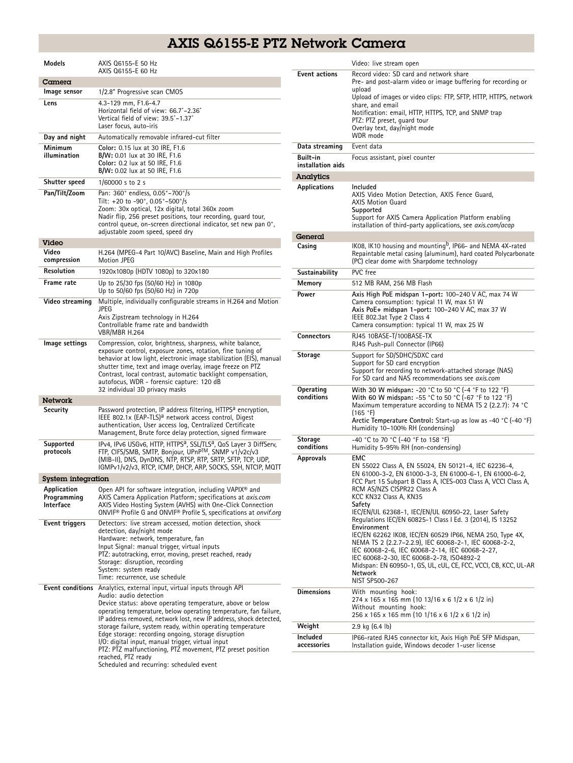# AXIS Q6155-E PTZ Network Camera

| | |
|---|---|
| **Models** | AXIS Q6155-E 50 Hz<br>AXIS Q6155-E 60 Hz |

## Camera

| | |
|---|---|
| **Image sensor** | 1/2.8" Progressive scan CMOS |
| **Lens** | 4.3-129 mm, F1.6-4.7<br>Horizontal field of view: 66.7°–2.36°<br>Vertical field of view: 39.5°–1.37°<br>Laser focus, auto-iris |
| **Day and night** | Automatically removable infrared-cut filter |
| **Minimum illumination** | **Color:** 0.15 lux at 30 IRE, F1.6<br>**B/W:** 0.01 lux at 30 IRE, F1.6<br>**Color:** 0.2 lux at 50 IRE, F1.6<br>**B/W:** 0.02 lux at 50 IRE, F1.6 |
| **Shutter speed** | 1/60000 s to 2 s |
| **Pan/Tilt/Zoom** | Pan: 360° endless, 0.05°–700°/s<br>Tilt: +20 to -90°, 0.05°–500°/s<br>Zoom: 30x optical, 12x digital, total 360x zoom<br>Nadir flip, 256 preset positions, tour recording, guard tour, control queue, on-screen directional indicator, set new pan 0°, adjustable zoom speed, speed dry |

## Video

| | |
|---|---|
| **Video compression** | H.264 (MPEG-4 Part 10/AVC) Baseline, Main and High Profiles<br>Motion JPEG |
| **Resolution** | 1920x1080p (HDTV 1080p) to 320x180 |
| **Frame rate** | Up to 25/30 fps (50/60 Hz) in 1080p<br>Up to 50/60 fps (50/60 Hz) in 720p |
| **Video streaming** | Multiple, individually configurable streams in H.264 and Motion JPEG<br>Axis Zipstream technology in H.264<br>Controllable frame rate and bandwidth<br>VBR/MBR H.264 |
| **Image settings** | Compression, color, brightness, sharpness, white balance, exposure control, exposure zones, rotation, fine tuning of behavior at low light, electronic image stabilization (EIS), manual shutter time, text and image overlay, image freeze on PTZ<br>Contrast, local contrast, automatic backlight compensation, autofocus, WDR - forensic capture: 120 dB<br>32 individual 3D privacy masks |

## Network

| | |
|---|---|
| **Security** | Password protection, IP address filtering, HTTPS[a] encryption, IEEE 802.1x (EAP-TLS)[a] network access control, Digest authentication, User access log, Centralized Certificate Management, Brute force delay protection, signed firmware |
| **Supported protocols** | IPv4, IPv6 USGv6, HTTP, HTTPS[a], SSL/TLS[a], QoS Layer 3 DiffServ, FTP, CIFS/SMB, SMTP, Bonjour, UPnP™, SNMP v1/v2c/v3 (MIB-II), DNS, DynDNS, NTP, RTSP, RTP, SRTP, SFTP, TCP, UDP, IGMPv1/v2/v3, RTCP, ICMP, DHCP, ARP, SOCKS, SSH, NTCIP, MQTT |

## System integration

| | |
|---|---|
| **Application Programming Interface** | Open API for software integration, including VAPIX® and AXIS Camera Application Platform; specifications at *axis.com*<br>AXIS Video Hosting System (AVHS) with One-Click Connection<br>ONVIF® Profile G and ONVIF® Profile S, specifications at *onvif.org* |
| **Event triggers** | Detectors: live stream accessed, motion detection, shock detection, day/night mode<br>Hardware: network, temperature, fan<br>Input Signal: manual trigger, virtual inputs<br>PTZ: autotracking, error, moving, preset reached, ready<br>Storage: disruption, recording<br>System: system ready<br>Time: recurrence, use schedule |
| **Event conditions** | Analytics, external input, virtual inputs through API<br>Audio: audio detection<br>Device status: above operating temperature, above or below operating temperature, below operating temperature, fan failure, IP address removed, network lost, new IP address, shock detected, storage failure, system ready, within operating temperature<br>Edge storage: recording ongoing, storage disruption<br>I/O: digital input, manual trigger, virtual input<br>PTZ: PTZ malfunctioning, PTZ movement, PTZ preset position reached, PTZ ready<br>Scheduled and recurring: scheduled event<br>Video: live stream open |
| **Event actions** | Record video: SD card and network share<br>Pre- and post-alarm video or image buffering for recording or upload<br>Upload of images or video clips: FTP, SFTP, HTTP, HTTPS, network share, and email<br>Notification: email, HTTP, HTTPS, TCP, and SNMP trap<br>PTZ: PTZ preset, guard tour<br>Overlay text, day/night mode<br>WDR mode |
| **Data streaming** | Event data |
| **Built-in installation aids** | Focus assistant, pixel counter |

## Analytics

| | |
|---|---|
| **Applications** | **Included**<br>AXIS Video Motion Detection, AXIS Fence Guard, AXIS Motion Guard<br>**Supported**<br>Support for AXIS Camera Application Platform enabling installation of third-party applications, see *axis.com/acap* |

## General

| | |
|---|---|
| **Casing** | IK08, IK10 housing and mounting[b], IP66- and NEMA 4X-rated<br>Repaintable metal casing (aluminum), hard coated Polycarbonate (PC) clear dome with Sharpdome technology |
| **Sustainability** | PVC free |
| **Memory** | 512 MB RAM, 256 MB Flash |
| **Power** | **Axis High PoE midspan 1-port:** 100–240 V AC, max 74 W<br>Camera consumption: typical 11 W, max 51 W<br>**Axis PoE+ midspan 1-port:** 100–240 V AC, max 37 W<br>IEEE 802.3at Type 2 Class 4<br>Camera consumption: typical 11 W, max 25 W |
| **Connectors** | RJ45 10BASE-T/100BASE-TX<br>RJ45 Push-pull Connector (IP66) |
| **Storage** | Support for SD/SDHC/SDXC card<br>Support for SD card encryption<br>Support for recording to network-attached storage (NAS)<br>For SD card and NAS recommendations see *axis.com* |
| **Operating conditions** | **With 30 W midspan:** -20 °C to 50 °C (-4 °F to 122 °F)<br>**With 60 W midspan:** -55 °C to 50 °C (-67 °F to 122 °F)<br>Maximum temperature according to NEMA TS 2 (2.2.7): 74 °C (165 °F)<br>**Arctic Temperature Control:** Start-up as low as -40 °C (-40 °F)<br>Humidity 10–100% RH (condensing) |
| **Storage conditions** | -40 °C to 70 °C (-40 °F to 158 °F)<br>Humidity 5-95% RH (non-condensing) |
| **Approvals** | **EMC**<br>EN 55022 Class A, EN 55024, EN 50121-4, IEC 62236-4, EN 61000-3-2, EN 61000-3-3, EN 61000-6-1, EN 61000-6-2, FCC Part 15 Subpart B Class A, ICES-003 Class A, VCCI Class A, RCM AS/NZS CISPR22 Class A<br>KCC KN32 Class A, KN35<br>**Safety**<br>IEC/EN/UL 62368-1, IEC/EN/UL 60950-22, Laser Safety Regulations IEC/EN 60825-1 Class I Ed. 3 (2014), IS 13252<br>**Environment**<br>IEC/EN 62262 IK08, IEC/EN 60529 IP66, NEMA 250, Type 4X, NEMA TS 2 (2.2.7–2.2.9), IEC 60068-2-1, IEC 60068-2-2, IEC 60068-2-6, IEC 60068-2-14, IEC 60068-2-27, IEC 60068-2-30, IEC 60068-2-78, ISO4892-2<br>Midspan: EN 60950-1, GS, UL, cUL, CE, FCC, VCCI, CB, KCC, UL-AR<br>**Network**<br>NIST SP500-267 |
| **Dimensions** | With mounting hook:<br>274 x 165 x 165 mm (10 13/16 x 6 1/2 x 6 1/2 in)<br>Without mounting hook:<br>256 x 165 x 165 mm (10 1/16 x 6 1/2 x 6 1/2 in) |
| **Weight** | 2.9 kg (6.4 lb) |
| **Included accessories** | IP66-rated RJ45 connector kit, Axis High PoE SFP Midspan, Installation guide, Windows decoder 1-user license |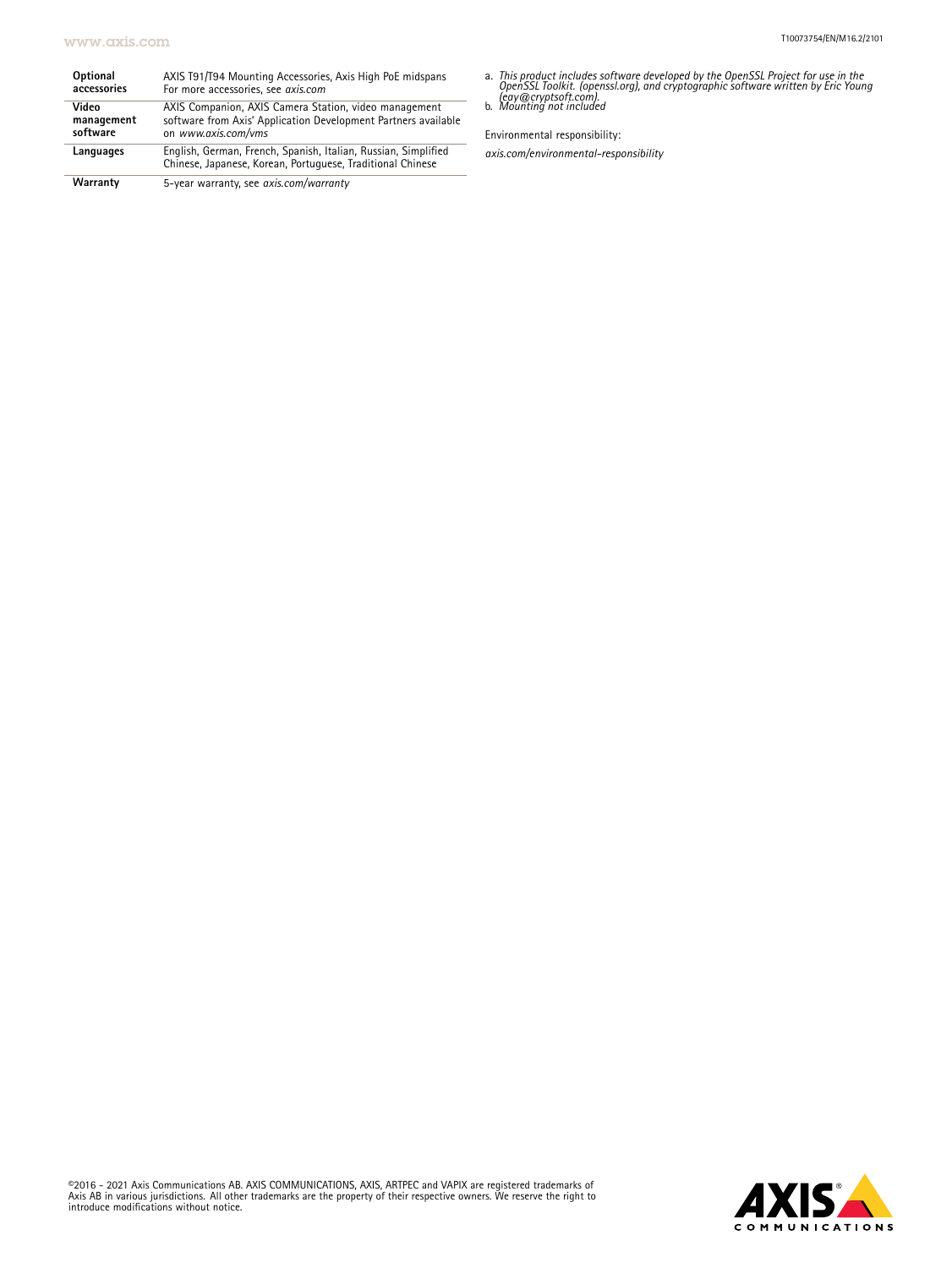| | |
|---|---|
| **Optional accessories** | AXIS T91/T94 Mounting Accessories, Axis High PoE midspans<br>For more accessories, see *axis.com* |
| **Video management software** | AXIS Companion, AXIS Camera Station, video management software from Axis' Application Development Partners available on *www.axis.com/vms* |
| **Languages** | English, German, French, Spanish, Italian, Russian, Simplified Chinese, Japanese, Korean, Portuguese, Traditional Chinese |
| **Warranty** | 5-year warranty, see *axis.com/warranty* |

a. *This product includes software developed by the OpenSSL Project for use in the OpenSSL Toolkit. (openssl.org), and cryptographic software written by Eric Young (eay@cryptsoft.com).*
b. *Mounting not included*

Environmental responsibility:

*axis.com/environmental-responsibility*

©2016 - 2021 Axis Communications AB. AXIS COMMUNICATIONS, AXIS, ARTPEC and VAPIX are registered trademarks of Axis AB in various jurisdictions. All other trademarks are the property of their respective owners. We reserve the right to introduce modifications without notice.